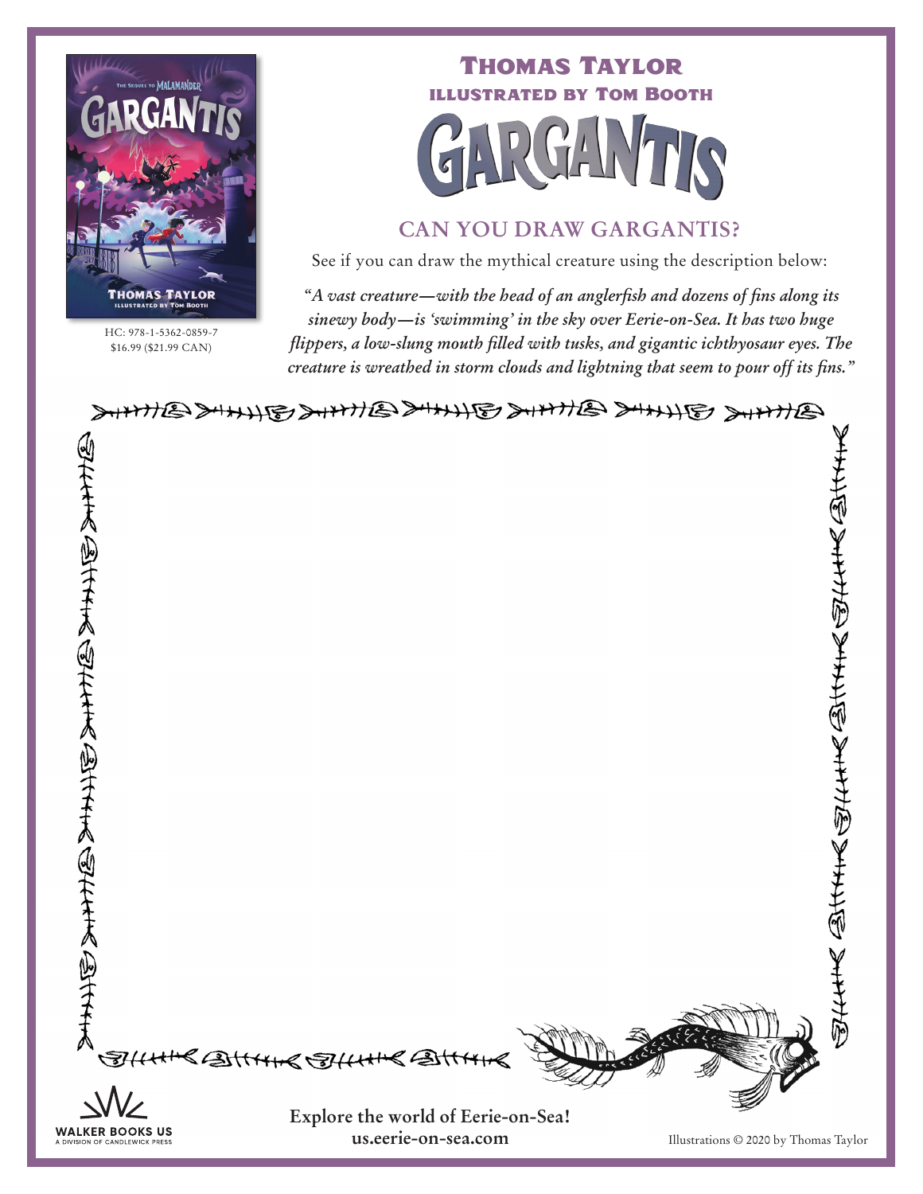HC: 978-1-5362-0859-7
$16.99 ($21.99 CAN)

**Thomas Taylor**

**illustrated by Tom Booth**

# GARGANTIS

## CAN YOU DRAW GARGANTIS?

See if you can draw the mythical creature using the description below:

***"A vast creature—with the head of an anglerfish and dozens of fins along its sinewy body—is 'swimming' in the sky over Eerie-on-Sea. It has two huge flippers, a low-slung mouth filled with tusks, and gigantic ichthyosaur eyes. The creature is wreathed in storm clouds and lightning that seem to pour off its fins."***

WALKER BOOKS US
A DIVISION OF CANDLEWICK PRESS

**Explore the world of Eerie-on-Sea!**
**us.eerie-on-sea.com**

Illustrations © 2020 by Thomas Taylor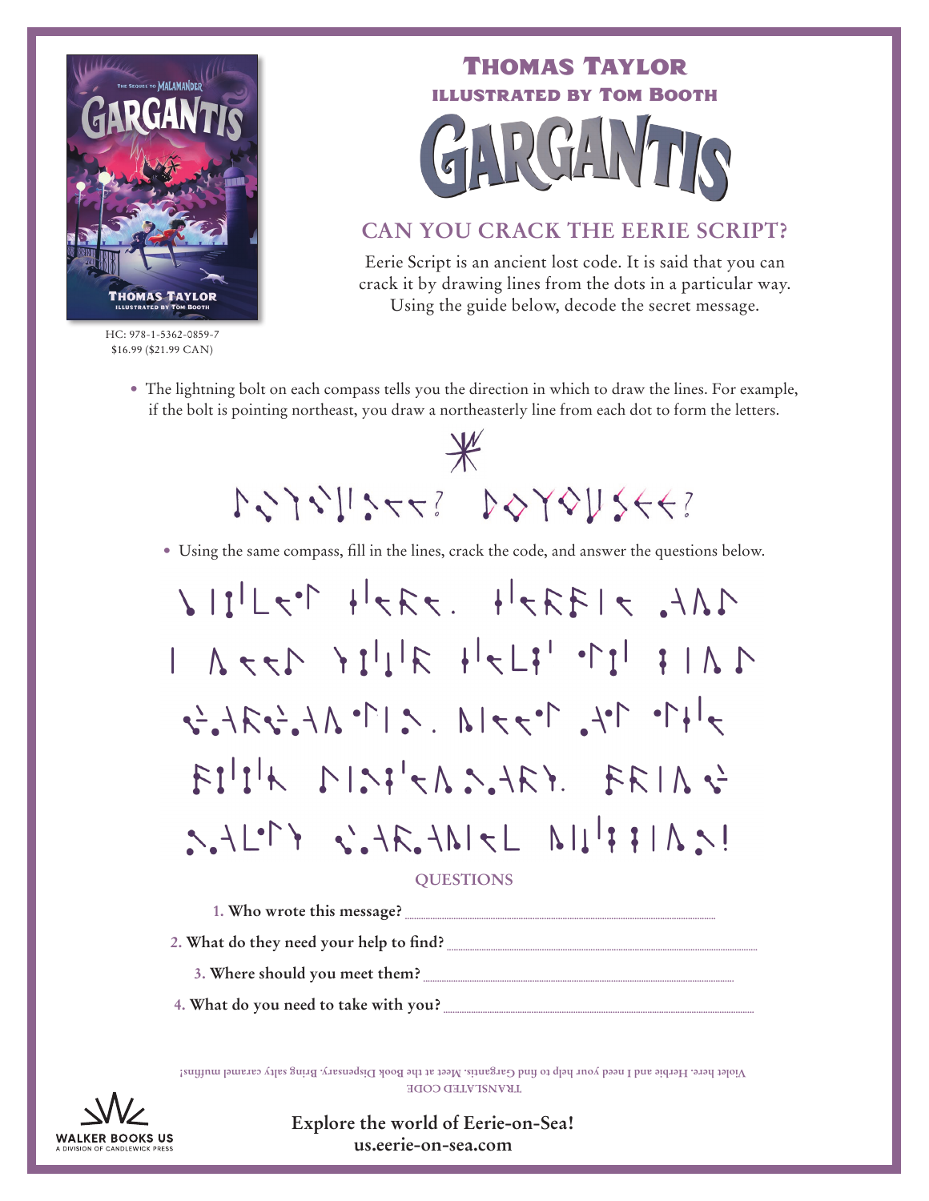# THOMAS TAYLOR

## ILLUSTRATED BY TOM BOOTH

# GARGANTIS

HC: 978-1-5362-0859-7
$16.99 ($21.99 CAN)

## CAN YOU CRACK THE EERIE SCRIPT?

Eerie Script is an ancient lost code. It is said that you can crack it by drawing lines from the dots in a particular way. Using the guide below, decode the secret message.

- The lightning bolt on each compass tells you the direction in which to draw the lines. For example, if the bolt is pointing northeast, you draw a northeasterly line from each dot to form the letters.

DO YOU SEE?

- Using the same compass, fill in the lines, crack the code, and answer the questions below.

### QUESTIONS

1. Who wrote this message? ______________________
2. What do they need your help to find? ______________________
3. Where should you meet them? ______________________
4. What do you need to take with you? ______________________

TRANSLATED CODE

Violet here. Herbie and I need your help to find Gargantis. Meet at the Book Dispensary. Bring salty caramel muffins!

WALKER BOOKS US
A DIVISION OF CANDLEWICK PRESS

**Explore the world of Eerie-on-Sea!**
**us.eerie-on-sea.com**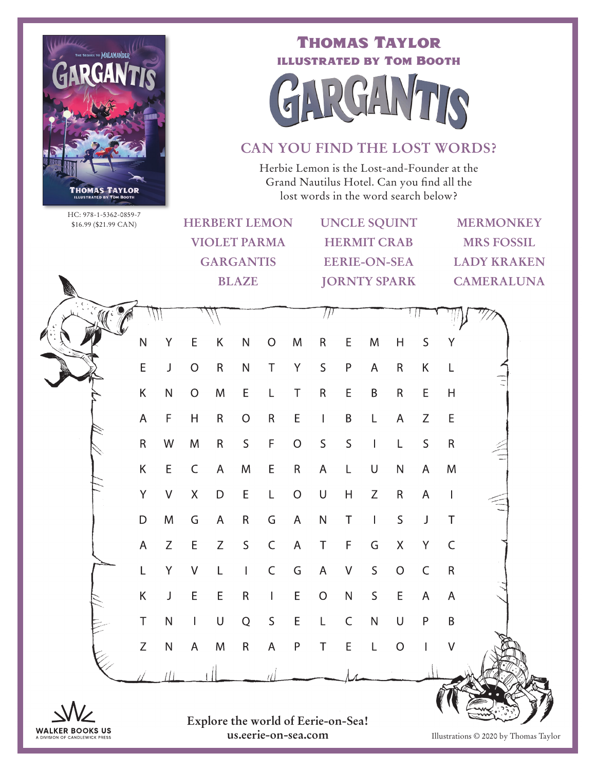HC: 978-1-5362-0859-7
$16.99 ($21.99 CAN)

# THOMAS TAYLOR
### ILLUSTRATED BY TOM BOOTH

# GARGANTIS

## CAN YOU FIND THE LOST WORDS?

Herbie Lemon is the Lost-and-Founder at the Grand Nautilus Hotel. Can you find all the lost words in the word search below?

| | | |
|---|---|---|
| HERBERT LEMON | UNCLE SQUINT | MERMONKEY |
| VIOLET PARMA | HERMIT CRAB | MRS FOSSIL |
| GARGANTIS | EERIE-ON-SEA | LADY KRAKEN |
| BLAZE | JORNTY SPARK | CAMERALUNA |

```
N Y E K N O M R E M H S Y
E J O R N T Y S P A R K L
K N O M E L T R E B R E H
A F H R O R E I B L A Z E
R W M R S F O S S I L S R
K E C A M E R A L U N A M
Y V X D E L O U H Z R A I
D M G A R G A N T I S J T
A Z E Z S C A T F G X Y C
L Y V L I C G A V S O C R
K J E E R I E O N S E A A
T N I U Q S E L C N U P B
Z N A M R A P T E L O I V
```

Explore the world of Eerie-on-Sea!
us.eerie-on-sea.com

WALKER BOOKS US
A DIVISION OF CANDLEWICK PRESS

Illustrations © 2020 by Thomas Taylor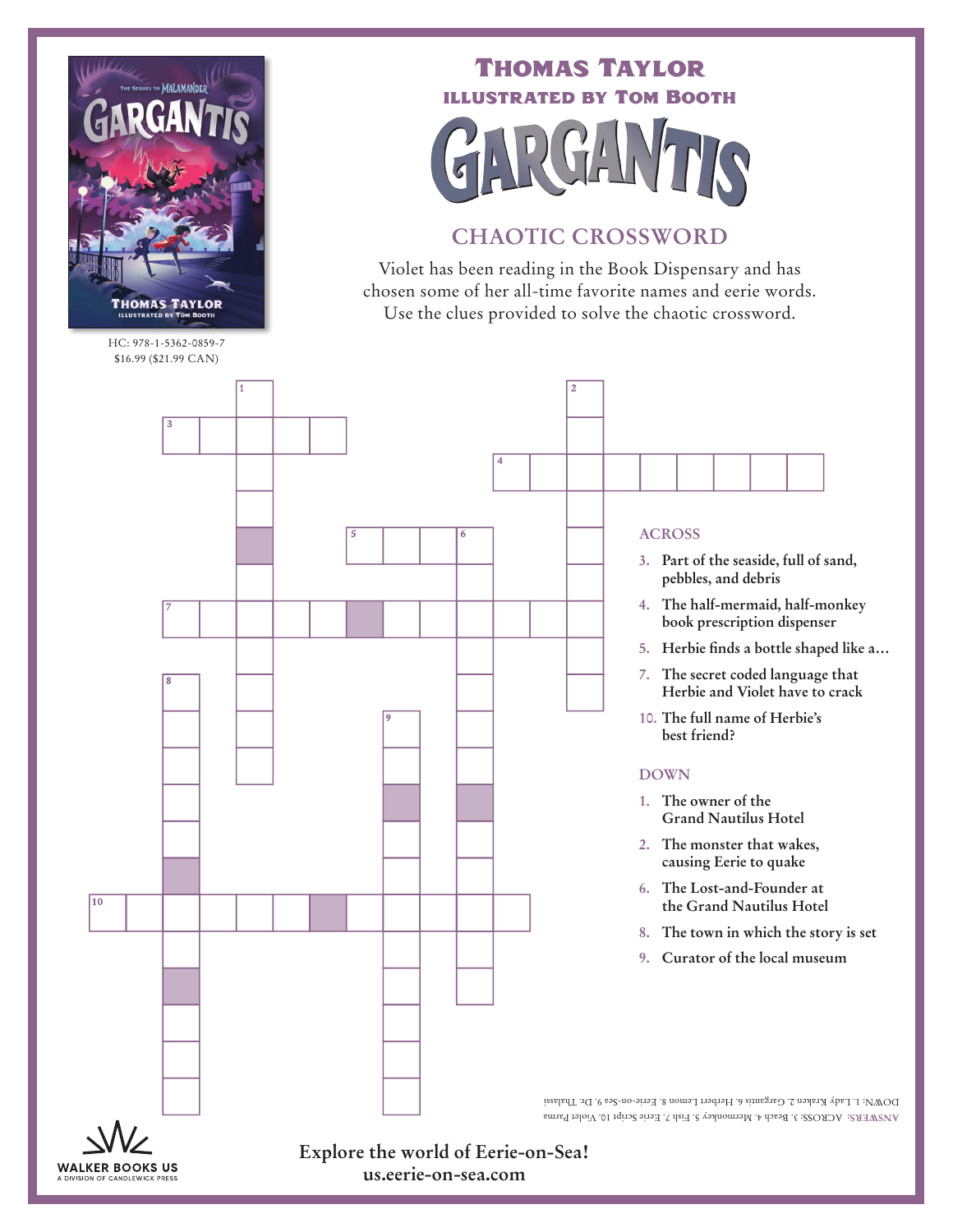# THOMAS TAYLOR

### ILLUSTRATED BY TOM BOOTH

# GARGANTIS

## CHAOTIC CROSSWORD

Violet has been reading in the Book Dispensary and has chosen some of her all-time favorite names and eerie words. Use the clues provided to solve the chaotic crossword.

HC: 978-1-5362-0859-7
$16.99 ($21.99 CAN)

### ACROSS

3. Part of the seaside, full of sand, pebbles, and debris
4. The half-mermaid, half-monkey book prescription dispenser
5. Herbie finds a bottle shaped like a…
7. The secret coded language that Herbie and Violet have to crack
10. The full name of Herbie's best friend?

### DOWN

1. The owner of the Grand Nautilus Hotel
2. The monster that wakes, causing Eerie to quake
6. The Lost-and-Founder at the Grand Nautilus Hotel
8. The town in which the story is set
9. Curator of the local museum

**ANSWERS:** ACROSS: 3. Beach 4. Mermonkey 5. Fish 7. Eerie Script 10. Violet Parma
DOWN: 1. Lady Kraken 2. Gargantis 6. Herbert Lemon 8. Eerie-on-Sea 9. Dr. Thalassi

WALKER BOOKS US
A DIVISION OF CANDLEWICK PRESS

**Explore the world of Eerie-on-Sea!**
**us.eerie-on-sea.com**